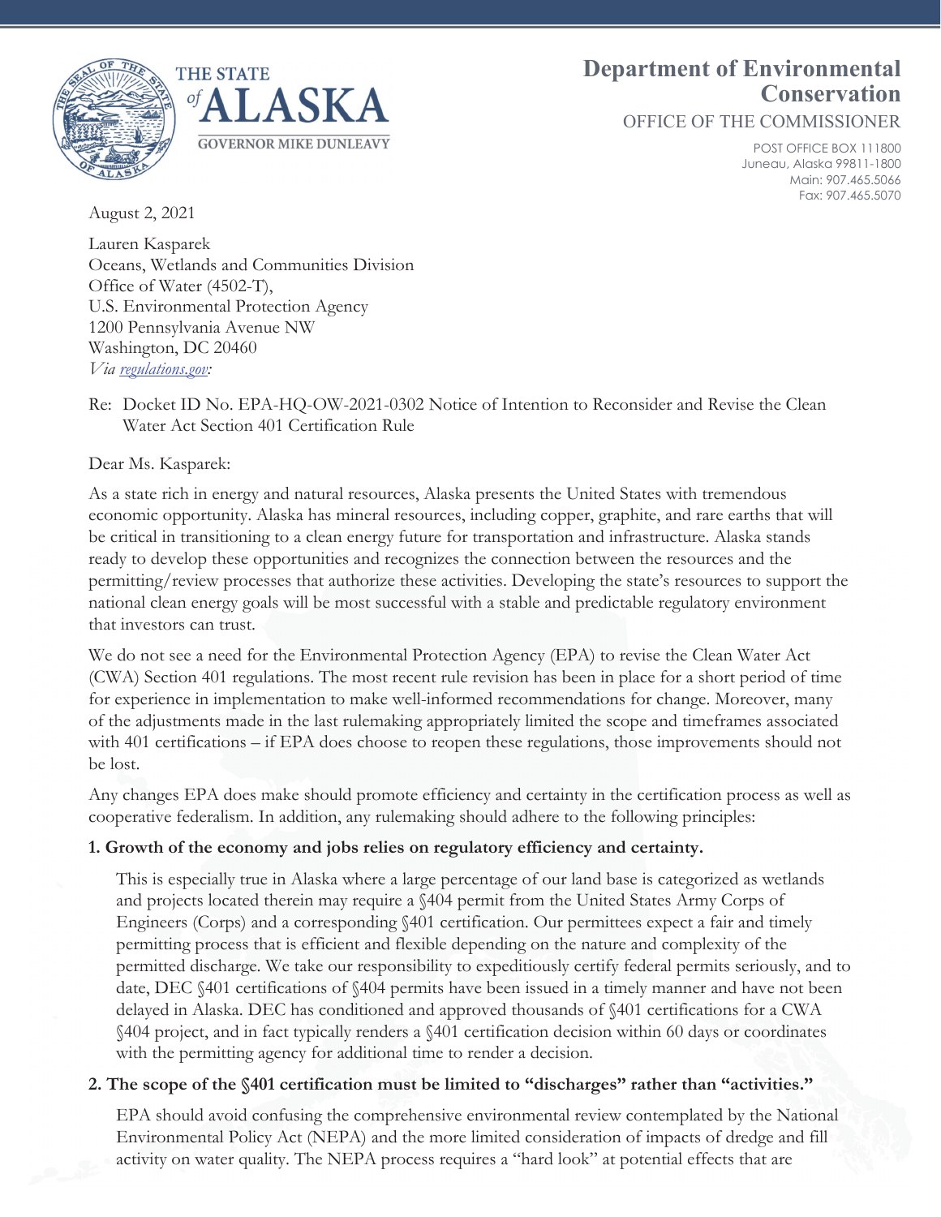THE STATE *of* ALASKA

GOVERNOR MIKE DUNLEAVY

**Department of Environmental Conservation**

OFFICE OF THE COMMISSIONER

POST OFFICE BOX 111800
Juneau, Alaska 99811-1800
Main: 907.465.5066
Fax: 907.465.5070

August 2, 2021

Lauren Kasparek
Oceans, Wetlands and Communities Division
Office of Water (4502-T),
U.S. Environmental Protection Agency
1200 Pennsylvania Avenue NW
Washington, DC 20460
*Via [regulations.gov](regulations.gov):*

Re: Docket ID No. EPA-HQ-OW-2021-0302 Notice of Intention to Reconsider and Revise the Clean Water Act Section 401 Certification Rule

Dear Ms. Kasparek:

As a state rich in energy and natural resources, Alaska presents the United States with tremendous economic opportunity. Alaska has mineral resources, including copper, graphite, and rare earths that will be critical in transitioning to a clean energy future for transportation and infrastructure. Alaska stands ready to develop these opportunities and recognizes the connection between the resources and the permitting/review processes that authorize these activities. Developing the state's resources to support the national clean energy goals will be most successful with a stable and predictable regulatory environment that investors can trust.

We do not see a need for the Environmental Protection Agency (EPA) to revise the Clean Water Act (CWA) Section 401 regulations. The most recent rule revision has been in place for a short period of time for experience in implementation to make well-informed recommendations for change. Moreover, many of the adjustments made in the last rulemaking appropriately limited the scope and timeframes associated with 401 certifications – if EPA does choose to reopen these regulations, those improvements should not be lost.

Any changes EPA does make should promote efficiency and certainty in the certification process as well as cooperative federalism. In addition, any rulemaking should adhere to the following principles:

**1. Growth of the economy and jobs relies on regulatory efficiency and certainty.**

This is especially true in Alaska where a large percentage of our land base is categorized as wetlands and projects located therein may require a §404 permit from the United States Army Corps of Engineers (Corps) and a corresponding §401 certification. Our permittees expect a fair and timely permitting process that is efficient and flexible depending on the nature and complexity of the permitted discharge. We take our responsibility to expeditiously certify federal permits seriously, and to date, DEC §401 certifications of §404 permits have been issued in a timely manner and have not been delayed in Alaska. DEC has conditioned and approved thousands of §401 certifications for a CWA §404 project, and in fact typically renders a §401 certification decision within 60 days or coordinates with the permitting agency for additional time to render a decision.

**2. The scope of the §401 certification must be limited to "discharges" rather than "activities."**

EPA should avoid confusing the comprehensive environmental review contemplated by the National Environmental Policy Act (NEPA) and the more limited consideration of impacts of dredge and fill activity on water quality. The NEPA process requires a "hard look" at potential effects that are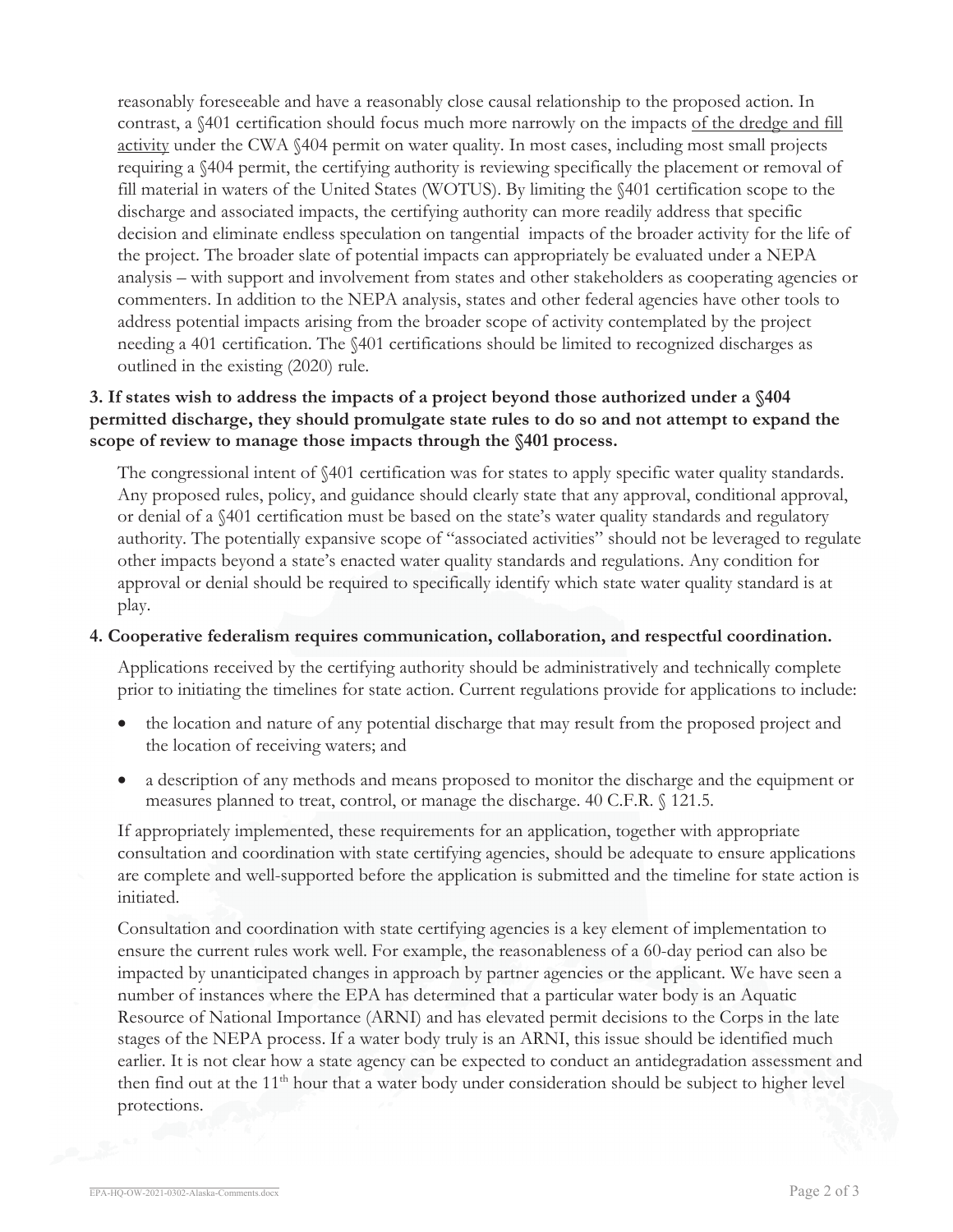reasonably foreseeable and have a reasonably close causal relationship to the proposed action. In contrast, a §401 certification should focus much more narrowly on the impacts of the dredge and fill activity under the CWA §404 permit on water quality. In most cases, including most small projects requiring a §404 permit, the certifying authority is reviewing specifically the placement or removal of fill material in waters of the United States (WOTUS). By limiting the §401 certification scope to the discharge and associated impacts, the certifying authority can more readily address that specific decision and eliminate endless speculation on tangential impacts of the broader activity for the life of the project. The broader slate of potential impacts can appropriately be evaluated under a NEPA analysis – with support and involvement from states and other stakeholders as cooperating agencies or commenters. In addition to the NEPA analysis, states and other federal agencies have other tools to address potential impacts arising from the broader scope of activity contemplated by the project needing a 401 certification. The §401 certifications should be limited to recognized discharges as outlined in the existing (2020) rule.

**3. If states wish to address the impacts of a project beyond those authorized under a §404 permitted discharge, they should promulgate state rules to do so and not attempt to expand the scope of review to manage those impacts through the §401 process.**

The congressional intent of §401 certification was for states to apply specific water quality standards. Any proposed rules, policy, and guidance should clearly state that any approval, conditional approval, or denial of a §401 certification must be based on the state's water quality standards and regulatory authority. The potentially expansive scope of "associated activities" should not be leveraged to regulate other impacts beyond a state's enacted water quality standards and regulations. Any condition for approval or denial should be required to specifically identify which state water quality standard is at play.

**4. Cooperative federalism requires communication, collaboration, and respectful coordination.**

Applications received by the certifying authority should be administratively and technically complete prior to initiating the timelines for state action. Current regulations provide for applications to include:

- the location and nature of any potential discharge that may result from the proposed project and the location of receiving waters; and
- a description of any methods and means proposed to monitor the discharge and the equipment or measures planned to treat, control, or manage the discharge. 40 C.F.R. § 121.5.

If appropriately implemented, these requirements for an application, together with appropriate consultation and coordination with state certifying agencies, should be adequate to ensure applications are complete and well-supported before the application is submitted and the timeline for state action is initiated.

Consultation and coordination with state certifying agencies is a key element of implementation to ensure the current rules work well. For example, the reasonableness of a 60-day period can also be impacted by unanticipated changes in approach by partner agencies or the applicant. We have seen a number of instances where the EPA has determined that a particular water body is an Aquatic Resource of National Importance (ARNI) and has elevated permit decisions to the Corps in the late stages of the NEPA process. If a water body truly is an ARNI, this issue should be identified much earlier. It is not clear how a state agency can be expected to conduct an antidegradation assessment and then find out at the 11th hour that a water body under consideration should be subject to higher level protections.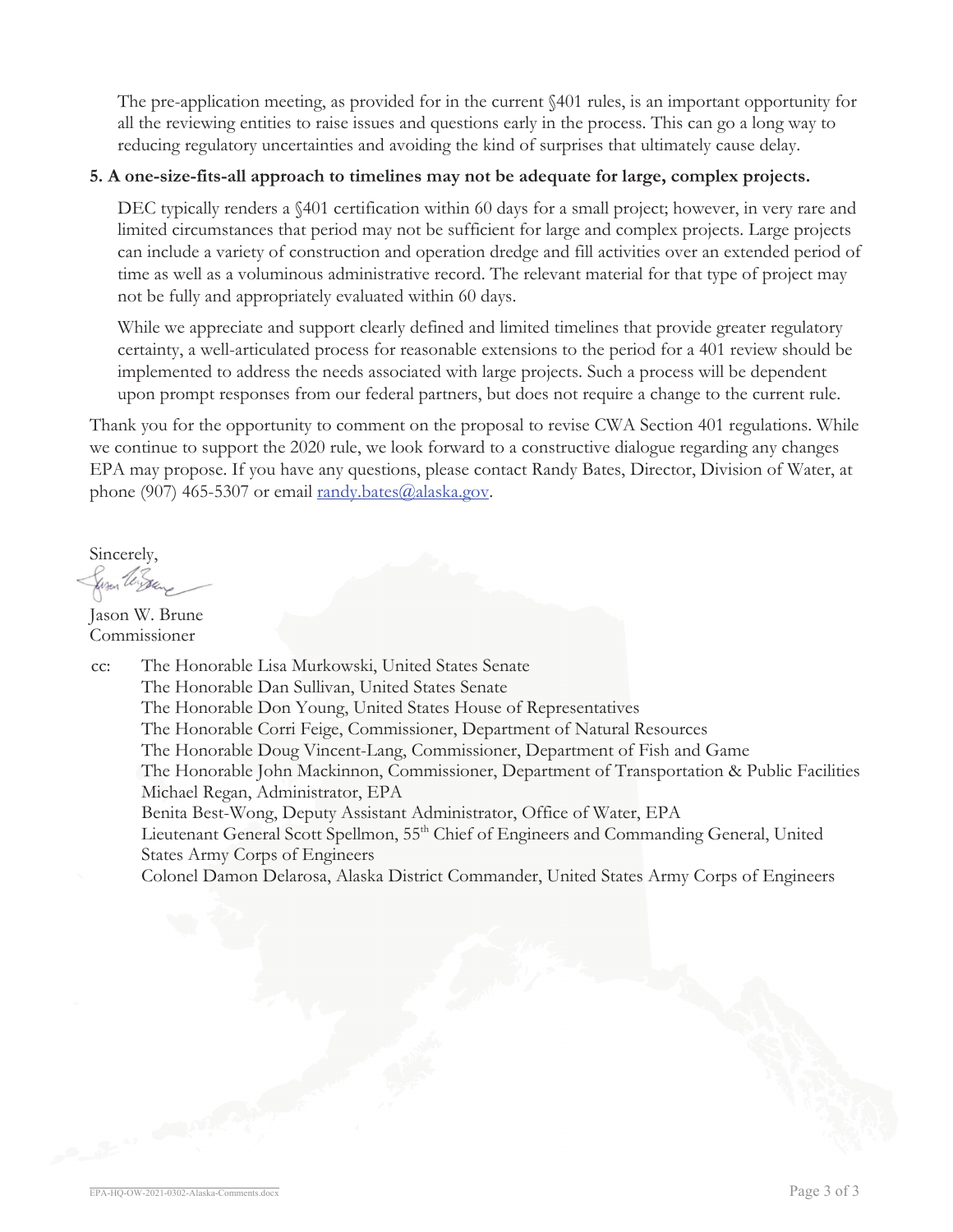The pre-application meeting, as provided for in the current §401 rules, is an important opportunity for all the reviewing entities to raise issues and questions early in the process. This can go a long way to reducing regulatory uncertainties and avoiding the kind of surprises that ultimately cause delay.

**5. A one-size-fits-all approach to timelines may not be adequate for large, complex projects.**

DEC typically renders a §401 certification within 60 days for a small project; however, in very rare and limited circumstances that period may not be sufficient for large and complex projects. Large projects can include a variety of construction and operation dredge and fill activities over an extended period of time as well as a voluminous administrative record. The relevant material for that type of project may not be fully and appropriately evaluated within 60 days.

While we appreciate and support clearly defined and limited timelines that provide greater regulatory certainty, a well-articulated process for reasonable extensions to the period for a 401 review should be implemented to address the needs associated with large projects. Such a process will be dependent upon prompt responses from our federal partners, but does not require a change to the current rule.

Thank you for the opportunity to comment on the proposal to revise CWA Section 401 regulations. While we continue to support the 2020 rule, we look forward to a constructive dialogue regarding any changes EPA may propose. If you have any questions, please contact Randy Bates, Director, Division of Water, at phone (907) 465-5307 or email randy.bates@alaska.gov.

Sincerely,

Jason W. Brune
Commissioner

cc: The Honorable Lisa Murkowski, United States Senate
The Honorable Dan Sullivan, United States Senate
The Honorable Don Young, United States House of Representatives
The Honorable Corri Feige, Commissioner, Department of Natural Resources
The Honorable Doug Vincent-Lang, Commissioner, Department of Fish and Game
The Honorable John Mackinnon, Commissioner, Department of Transportation & Public Facilities
Michael Regan, Administrator, EPA
Benita Best-Wong, Deputy Assistant Administrator, Office of Water, EPA
Lieutenant General Scott Spellmon, 55th Chief of Engineers and Commanding General, United States Army Corps of Engineers
Colonel Damon Delarosa, Alaska District Commander, United States Army Corps of Engineers

EPA-HQ-OW-2021-0302-Alaska-Comments.docx